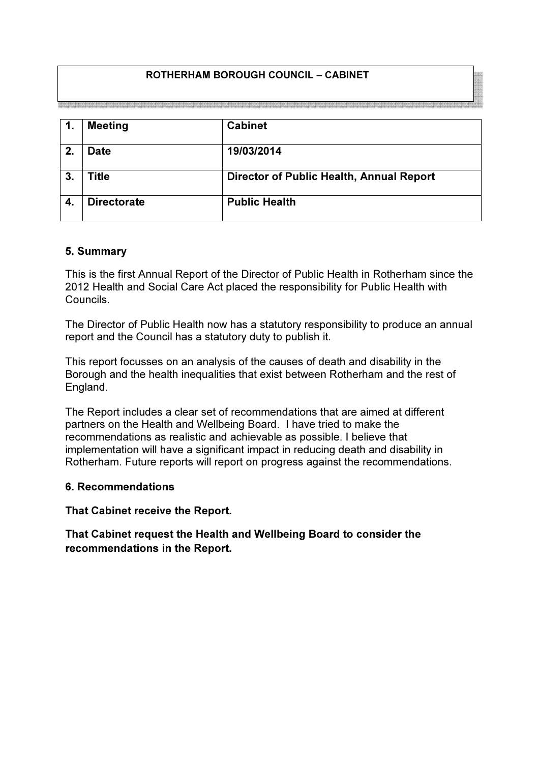## ROTHERHAM BOROUGH COUNCIL – CABINET

| 1. | **Meeting** | **Cabinet** |
|---|---|---|
| 2. | **Date** | **19/03/2014** |
| 3. | **Title** | **Director of Public Health, Annual Report** |
| 4. | **Directorate** | **Public Health** |

### 5. Summary

This is the first Annual Report of the Director of Public Health in Rotherham since the 2012 Health and Social Care Act placed the responsibility for Public Health with Councils.

The Director of Public Health now has a statutory responsibility to produce an annual report and the Council has a statutory duty to publish it.

This report focusses on an analysis of the causes of death and disability in the Borough and the health inequalities that exist between Rotherham and the rest of England.

The Report includes a clear set of recommendations that are aimed at different partners on the Health and Wellbeing Board. I have tried to make the recommendations as realistic and achievable as possible. I believe that implementation will have a significant impact in reducing death and disability in Rotherham. Future reports will report on progress against the recommendations.

### 6. Recommendations

**That Cabinet receive the Report.**

**That Cabinet request the Health and Wellbeing Board to consider the recommendations in the Report.**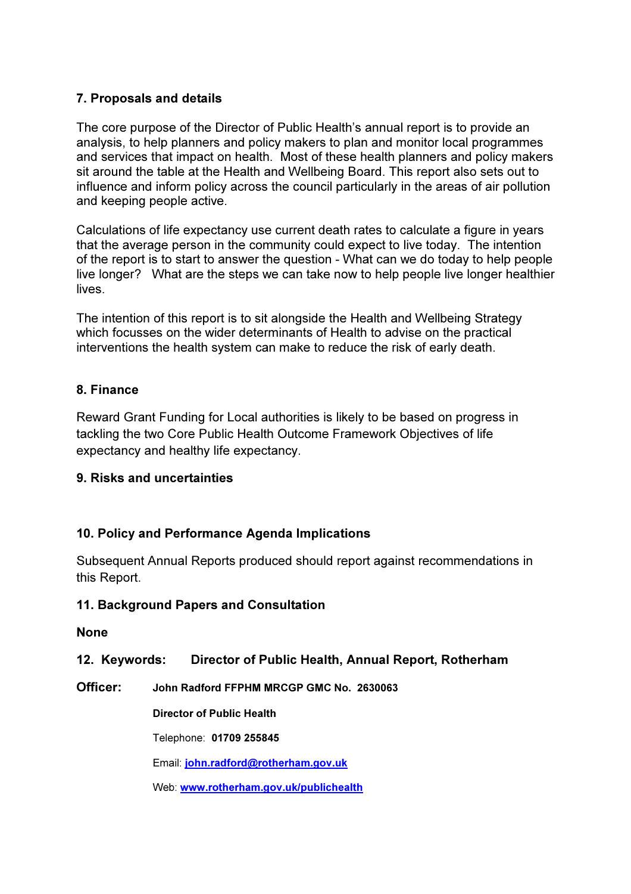## 7. Proposals and details

The core purpose of the Director of Public Health's annual report is to provide an analysis, to help planners and policy makers to plan and monitor local programmes and services that impact on health. Most of these health planners and policy makers sit around the table at the Health and Wellbeing Board. This report also sets out to influence and inform policy across the council particularly in the areas of air pollution and keeping people active.

Calculations of life expectancy use current death rates to calculate a figure in years that the average person in the community could expect to live today. The intention of the report is to start to answer the question - What can we do today to help people live longer? What are the steps we can take now to help people live longer healthier lives.

The intention of this report is to sit alongside the Health and Wellbeing Strategy which focusses on the wider determinants of Health to advise on the practical interventions the health system can make to reduce the risk of early death.

## 8. Finance

Reward Grant Funding for Local authorities is likely to be based on progress in tackling the two Core Public Health Outcome Framework Objectives of life expectancy and healthy life expectancy.

## 9. Risks and uncertainties

## 10. Policy and Performance Agenda Implications

Subsequent Annual Reports produced should report against recommendations in this Report.

## 11. Background Papers and Consultation

**None**

## 12. Keywords: Director of Public Health, Annual Report, Rotherham

**Officer:** **John Radford FFPHM MRCGP GMC No. 2630063**

**Director of Public Health**

Telephone: **01709 255845**

Email: **john.radford@rotherham.gov.uk**

Web: **www.rotherham.gov.uk/publichealth**